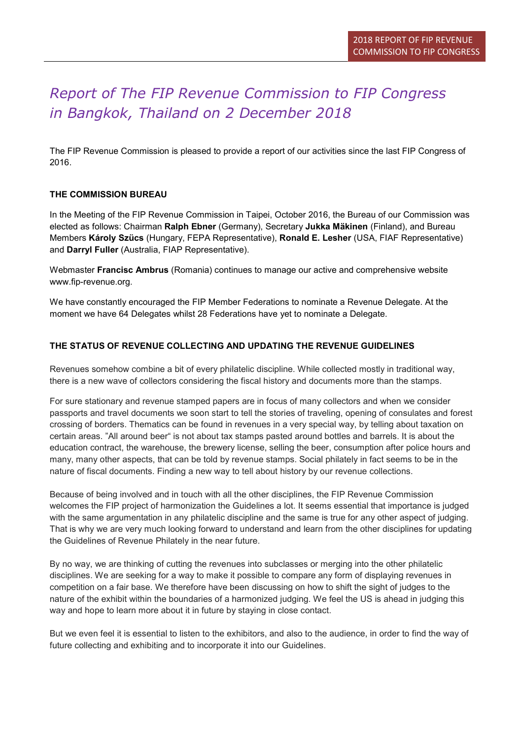# *Report of The FIP Revenue Commission to FIP Congress in Bangkok, Thailand on 2 December 2018*

The FIP Revenue Commission is pleased to provide a report of our activities since the last FIP Congress of 2016.

### THE COMMISSION BUREAU

In the Meeting of the FIP Revenue Commission in Taipei, October 2016, the Bureau of our Commission was elected as follows: Chairman **Ralph Ebner** (Germany), Secretary **Jukka Mäkinen** (Finland), and Bureau Members **Károly Szücs** (Hungary, FEPA Representative), **Ronald E. Lesher** (USA, FIAF Representative) and **Darryl Fuller** (Australia, FIAP Representative).

Webmaster **Francisc Ambrus** (Romania) continues to manage our active and comprehensive website www.fip-revenue.org.

We have constantly encouraged the FIP Member Federations to nominate a Revenue Delegate. At the moment we have 64 Delegates whilst 28 Federations have yet to nominate a Delegate.

### THE STATUS OF REVENUE COLLECTING AND UPDATING THE REVENUE GUIDELINES

Revenues somehow combine a bit of every philatelic discipline. While collected mostly in traditional way, there is a new wave of collectors considering the fiscal history and documents more than the stamps.

For sure stationary and revenue stamped papers are in focus of many collectors and when we consider passports and travel documents we soon start to tell the stories of traveling, opening of consulates and forest crossing of borders. Thematics can be found in revenues in a very special way, by telling about taxation on certain areas. "All around beer" is not about tax stamps pasted around bottles and barrels. It is about the education contract, the warehouse, the brewery license, selling the beer, consumption after police hours and many, many other aspects, that can be told by revenue stamps. Social philately in fact seems to be in the nature of fiscal documents. Finding a new way to tell about history by our revenue collections.

Because of being involved and in touch with all the other disciplines, the FIP Revenue Commission welcomes the FIP project of harmonization the Guidelines a lot. It seems essential that importance is judged with the same argumentation in any philatelic discipline and the same is true for any other aspect of judging. That is why we are very much looking forward to understand and learn from the other disciplines for updating the Guidelines of Revenue Philately in the near future.

By no way, we are thinking of cutting the revenues into subclasses or merging into the other philatelic disciplines. We are seeking for a way to make it possible to compare any form of displaying revenues in competition on a fair base. We therefore have been discussing on how to shift the sight of judges to the nature of the exhibit within the boundaries of a harmonized judging. We feel the US is ahead in judging this way and hope to learn more about it in future by staying in close contact.

But we even feel it is essential to listen to the exhibitors, and also to the audience, in order to find the way of future collecting and exhibiting and to incorporate it into our Guidelines.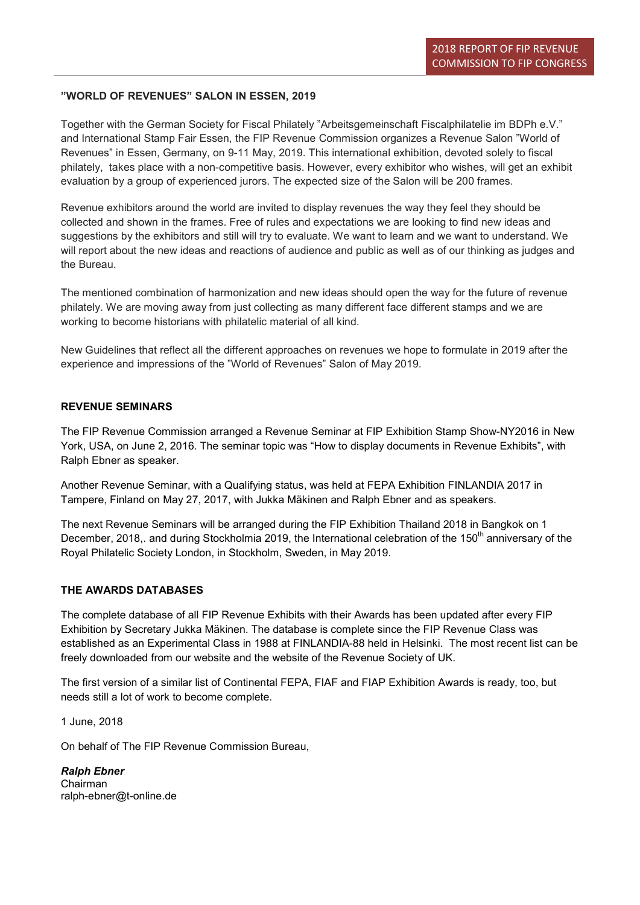## "WORLD OF REVENUES" SALON IN ESSEN, 2019

Together with the German Society for Fiscal Philately "Arbeitsgemeinschaft Fiscalphilatelie im BDPh e.V." and International Stamp Fair Essen, the FIP Revenue Commission organizes a Revenue Salon "World of Revenues" in Essen, Germany, on 9-11 May, 2019. This international exhibition, devoted solely to fiscal philately, takes place with a non-competitive basis. However, every exhibitor who wishes, will get an exhibit evaluation by a group of experienced jurors. The expected size of the Salon will be 200 frames.

Revenue exhibitors around the world are invited to display revenues the way they feel they should be collected and shown in the frames. Free of rules and expectations we are looking to find new ideas and suggestions by the exhibitors and still will try to evaluate. We want to learn and we want to understand. We will report about the new ideas and reactions of audience and public as well as of our thinking as judges and the Bureau.

The mentioned combination of harmonization and new ideas should open the way for the future of revenue philately. We are moving away from just collecting as many different face different stamps and we are working to become historians with philatelic material of all kind.

New Guidelines that reflect all the different approaches on revenues we hope to formulate in 2019 after the experience and impressions of the "World of Revenues" Salon of May 2019.

## REVENUE SEMINARS

The FIP Revenue Commission arranged a Revenue Seminar at FIP Exhibition Stamp Show-NY2016 in New York, USA, on June 2, 2016. The seminar topic was "How to display documents in Revenue Exhibits", with Ralph Ebner as speaker.

Another Revenue Seminar, with a Qualifying status, was held at FEPA Exhibition FINLANDIA 2017 in Tampere, Finland on May 27, 2017, with Jukka Mäkinen and Ralph Ebner and as speakers.

The next Revenue Seminars will be arranged during the FIP Exhibition Thailand 2018 in Bangkok on 1 December, 2018,. and during Stockholmia 2019, the International celebration of the 150th anniversary of the Royal Philatelic Society London, in Stockholm, Sweden, in May 2019.

## THE AWARDS DATABASES

The complete database of all FIP Revenue Exhibits with their Awards has been updated after every FIP Exhibition by Secretary Jukka Mäkinen. The database is complete since the FIP Revenue Class was established as an Experimental Class in 1988 at FINLANDIA-88 held in Helsinki. The most recent list can be freely downloaded from our website and the website of the Revenue Society of UK.

The first version of a similar list of Continental FEPA, FIAF and FIAP Exhibition Awards is ready, too, but needs still a lot of work to become complete.

1 June, 2018

On behalf of The FIP Revenue Commission Bureau,

***Ralph Ebner***
Chairman
ralph-ebner@t-online.de